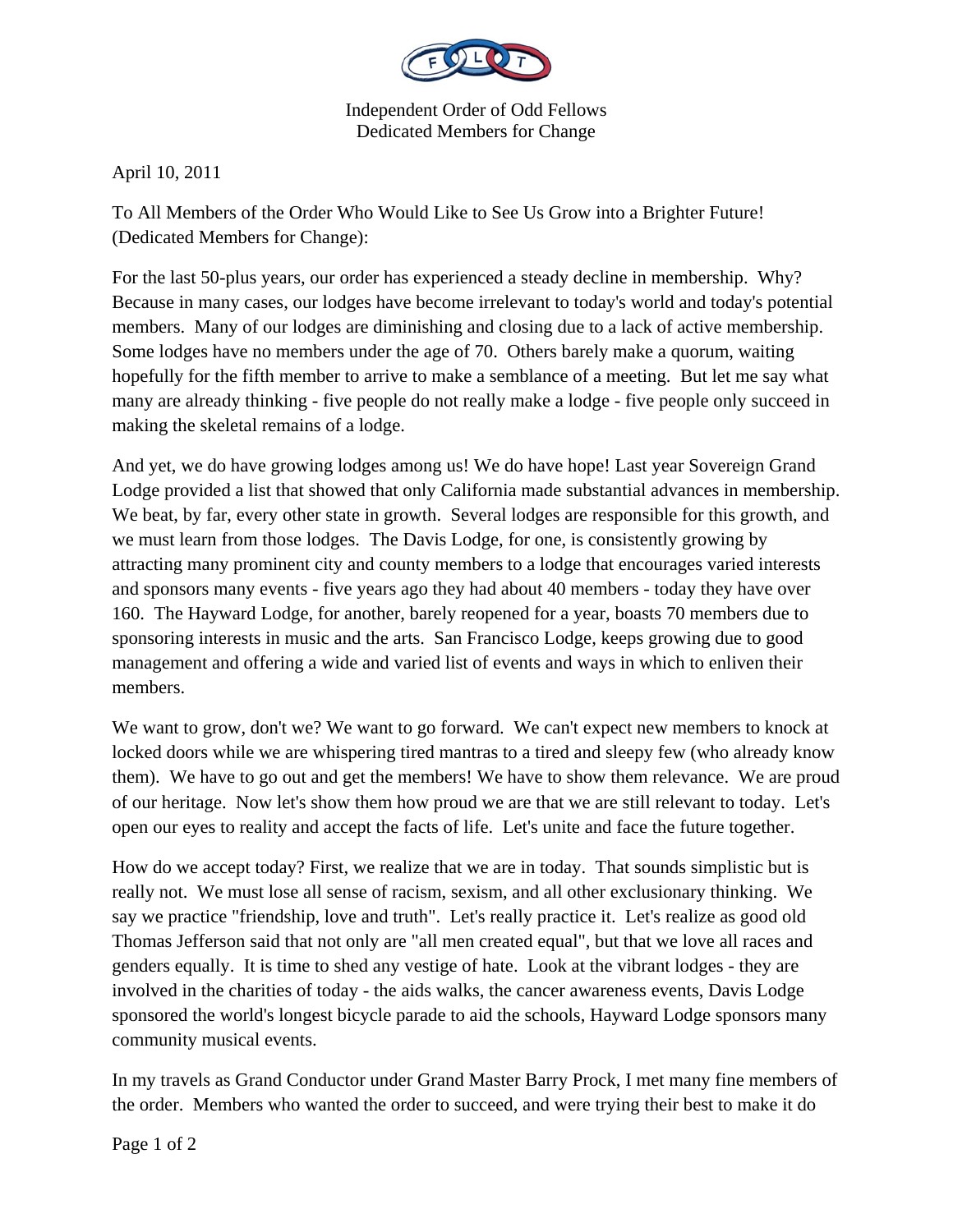Independent Order of Odd Fellows
Dedicated Members for Change

April 10, 2011

To All Members of the Order Who Would Like to See Us Grow into a Brighter Future! (Dedicated Members for Change):

For the last 50-plus years, our order has experienced a steady decline in membership. Why? Because in many cases, our lodges have become irrelevant to today's world and today's potential members. Many of our lodges are diminishing and closing due to a lack of active membership. Some lodges have no members under the age of 70. Others barely make a quorum, waiting hopefully for the fifth member to arrive to make a semblance of a meeting. But let me say what many are already thinking - five people do not really make a lodge - five people only succeed in making the skeletal remains of a lodge.

And yet, we do have growing lodges among us! We do have hope! Last year Sovereign Grand Lodge provided a list that showed that only California made substantial advances in membership. We beat, by far, every other state in growth. Several lodges are responsible for this growth, and we must learn from those lodges. The Davis Lodge, for one, is consistently growing by attracting many prominent city and county members to a lodge that encourages varied interests and sponsors many events - five years ago they had about 40 members - today they have over 160. The Hayward Lodge, for another, barely reopened for a year, boasts 70 members due to sponsoring interests in music and the arts. San Francisco Lodge, keeps growing due to good management and offering a wide and varied list of events and ways in which to enliven their members.

We want to grow, don't we? We want to go forward. We can't expect new members to knock at locked doors while we are whispering tired mantras to a tired and sleepy few (who already know them). We have to go out and get the members! We have to show them relevance. We are proud of our heritage. Now let's show them how proud we are that we are still relevant to today. Let's open our eyes to reality and accept the facts of life. Let's unite and face the future together.

How do we accept today? First, we realize that we are in today. That sounds simplistic but is really not. We must lose all sense of racism, sexism, and all other exclusionary thinking. We say we practice "friendship, love and truth". Let's really practice it. Let's realize as good old Thomas Jefferson said that not only are "all men created equal", but that we love all races and genders equally. It is time to shed any vestige of hate. Look at the vibrant lodges - they are involved in the charities of today - the aids walks, the cancer awareness events, Davis Lodge sponsored the world's longest bicycle parade to aid the schools, Hayward Lodge sponsors many community musical events.

In my travels as Grand Conductor under Grand Master Barry Prock, I met many fine members of the order. Members who wanted the order to succeed, and were trying their best to make it do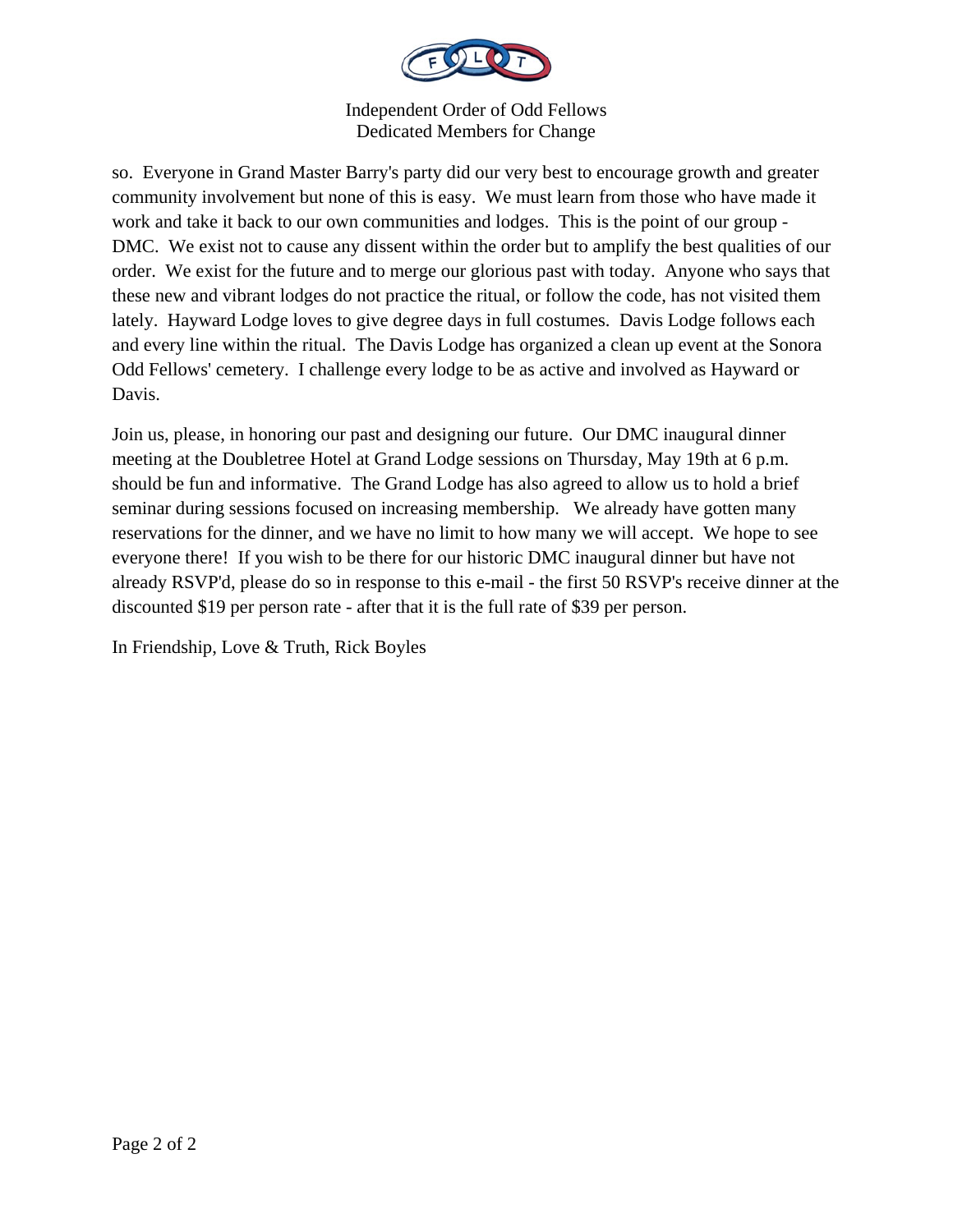so. Everyone in Grand Master Barry's party did our very best to encourage growth and greater community involvement but none of this is easy. We must learn from those who have made it work and take it back to our own communities and lodges. This is the point of our group - DMC. We exist not to cause any dissent within the order but to amplify the best qualities of our order. We exist for the future and to merge our glorious past with today. Anyone who says that these new and vibrant lodges do not practice the ritual, or follow the code, has not visited them lately. Hayward Lodge loves to give degree days in full costumes. Davis Lodge follows each and every line within the ritual. The Davis Lodge has organized a clean up event at the Sonora Odd Fellows' cemetery. I challenge every lodge to be as active and involved as Hayward or Davis.

Join us, please, in honoring our past and designing our future. Our DMC inaugural dinner meeting at the Doubletree Hotel at Grand Lodge sessions on Thursday, May 19th at 6 p.m. should be fun and informative. The Grand Lodge has also agreed to allow us to hold a brief seminar during sessions focused on increasing membership. We already have gotten many reservations for the dinner, and we have no limit to how many we will accept. We hope to see everyone there! If you wish to be there for our historic DMC inaugural dinner but have not already RSVP'd, please do so in response to this e-mail - the first 50 RSVP's receive dinner at the discounted $19 per person rate - after that it is the full rate of $39 per person.

In Friendship, Love & Truth, Rick Boyles